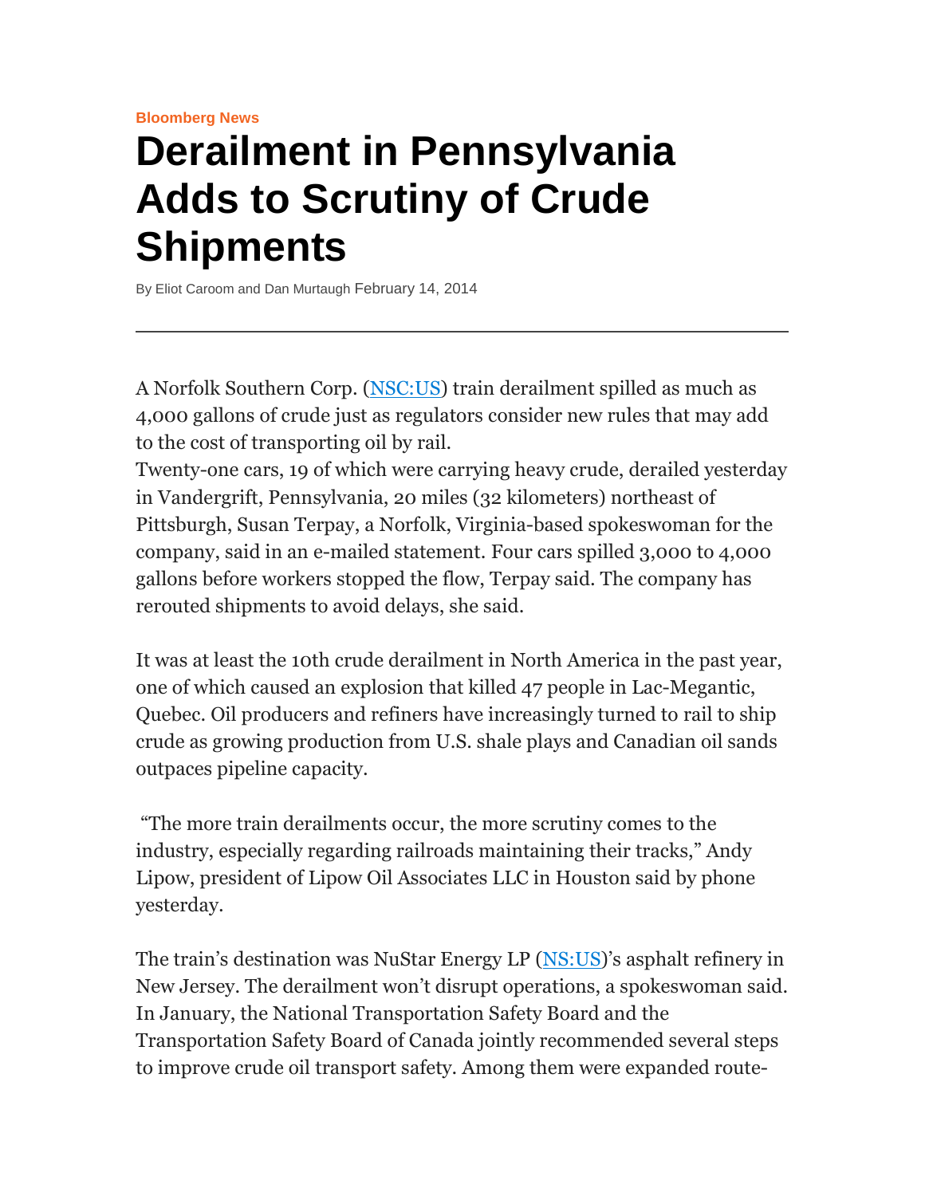Bloomberg News

# Derailment in Pennsylvania Adds to Scrutiny of Crude Shipments

By Eliot Caroom and Dan Murtaugh February 14, 2014

---

A Norfolk Southern Corp. (NSC:US) train derailment spilled as much as 4,000 gallons of crude just as regulators consider new rules that may add to the cost of transporting oil by rail.
Twenty-one cars, 19 of which were carrying heavy crude, derailed yesterday in Vandergrift, Pennsylvania, 20 miles (32 kilometers) northeast of Pittsburgh, Susan Terpay, a Norfolk, Virginia-based spokeswoman for the company, said in an e-mailed statement. Four cars spilled 3,000 to 4,000 gallons before workers stopped the flow, Terpay said. The company has rerouted shipments to avoid delays, she said.

It was at least the 10th crude derailment in North America in the past year, one of which caused an explosion that killed 47 people in Lac-Megantic, Quebec. Oil producers and refiners have increasingly turned to rail to ship crude as growing production from U.S. shale plays and Canadian oil sands outpaces pipeline capacity.

"The more train derailments occur, the more scrutiny comes to the industry, especially regarding railroads maintaining their tracks," Andy Lipow, president of Lipow Oil Associates LLC in Houston said by phone yesterday.

The train's destination was NuStar Energy LP (NS:US)'s asphalt refinery in New Jersey. The derailment won't disrupt operations, a spokeswoman said.
In January, the National Transportation Safety Board and the Transportation Safety Board of Canada jointly recommended several steps to improve crude oil transport safety. Among them were expanded route-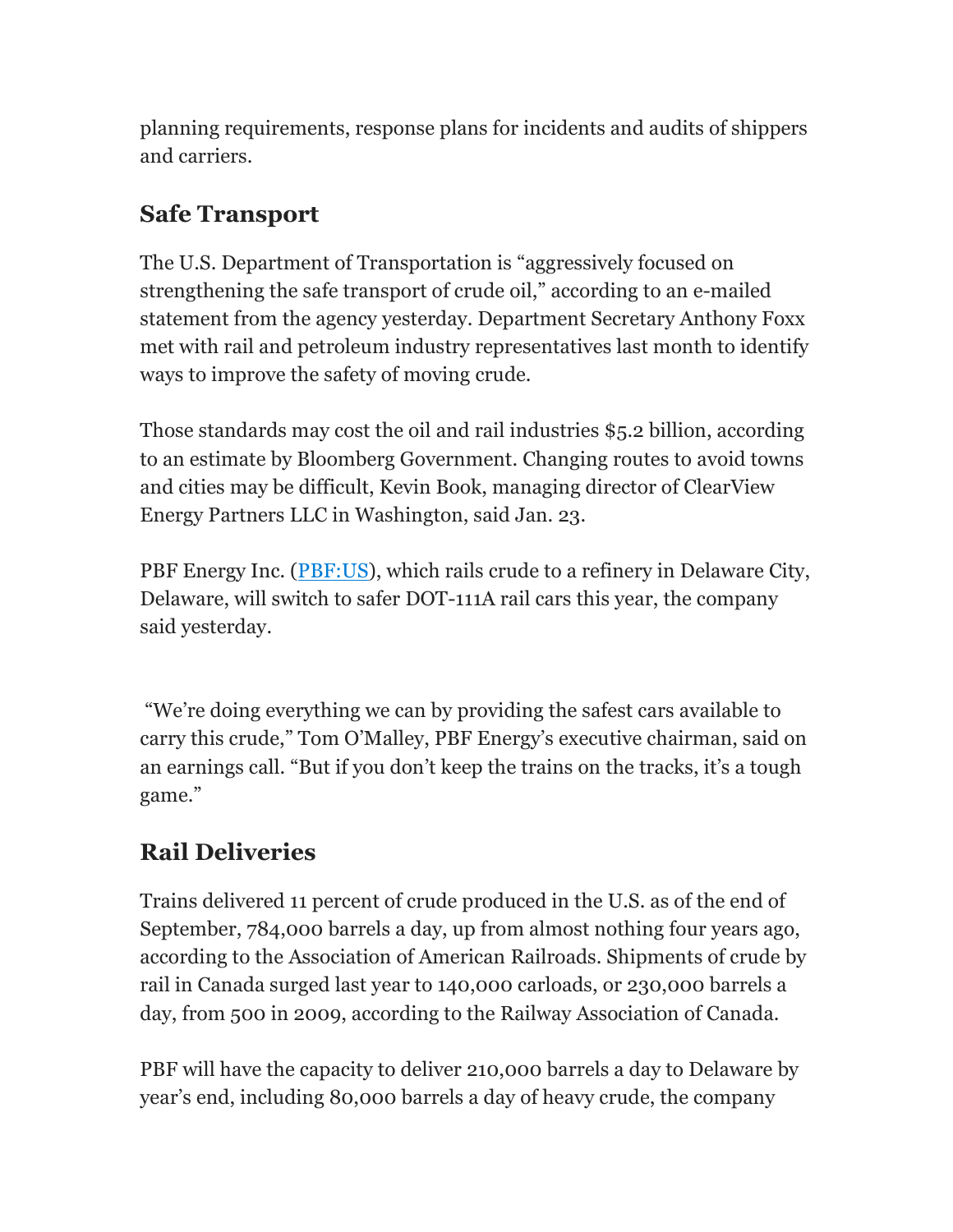planning requirements, response plans for incidents and audits of shippers and carriers.

## Safe Transport

The U.S. Department of Transportation is "aggressively focused on strengthening the safe transport of crude oil," according to an e-mailed statement from the agency yesterday. Department Secretary Anthony Foxx met with rail and petroleum industry representatives last month to identify ways to improve the safety of moving crude.

Those standards may cost the oil and rail industries $5.2 billion, according to an estimate by Bloomberg Government. Changing routes to avoid towns and cities may be difficult, Kevin Book, managing director of ClearView Energy Partners LLC in Washington, said Jan. 23.

PBF Energy Inc. ([PBF:US]), which rails crude to a refinery in Delaware City, Delaware, will switch to safer DOT-111A rail cars this year, the company said yesterday.

"We're doing everything we can by providing the safest cars available to carry this crude," Tom O'Malley, PBF Energy's executive chairman, said on an earnings call. "But if you don't keep the trains on the tracks, it's a tough game."

## Rail Deliveries

Trains delivered 11 percent of crude produced in the U.S. as of the end of September, 784,000 barrels a day, up from almost nothing four years ago, according to the Association of American Railroads. Shipments of crude by rail in Canada surged last year to 140,000 carloads, or 230,000 barrels a day, from 500 in 2009, according to the Railway Association of Canada.

PBF will have the capacity to deliver 210,000 barrels a day to Delaware by year's end, including 80,000 barrels a day of heavy crude, the company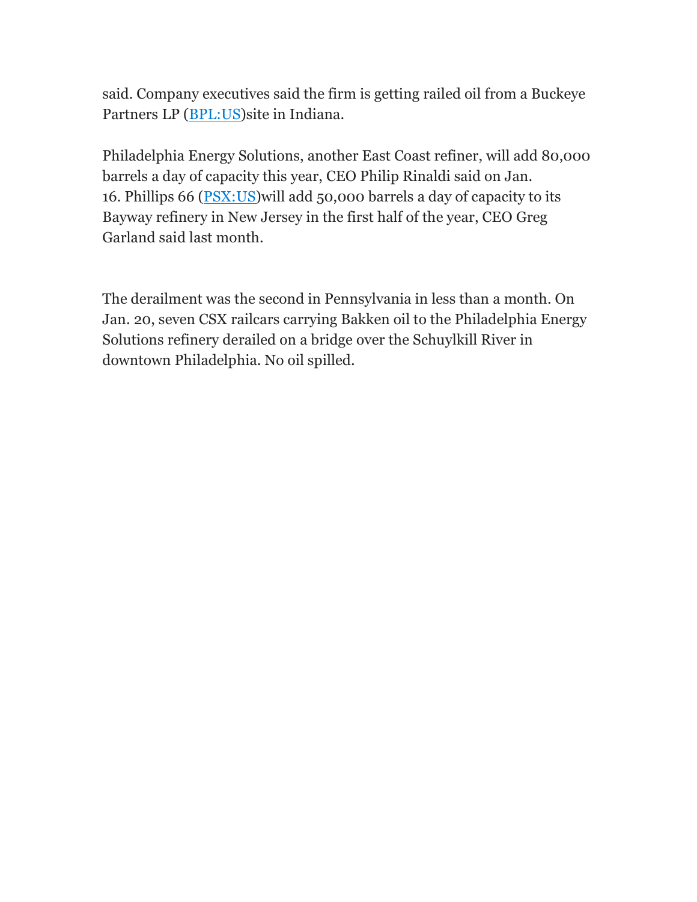said. Company executives said the firm is getting railed oil from a Buckeye Partners LP (BPL:US)site in Indiana.

Philadelphia Energy Solutions, another East Coast refiner, will add 80,000 barrels a day of capacity this year, CEO Philip Rinaldi said on Jan. 16. Phillips 66 (PSX:US)will add 50,000 barrels a day of capacity to its Bayway refinery in New Jersey in the first half of the year, CEO Greg Garland said last month.

The derailment was the second in Pennsylvania in less than a month. On Jan. 20, seven CSX railcars carrying Bakken oil to the Philadelphia Energy Solutions refinery derailed on a bridge over the Schuylkill River in downtown Philadelphia. No oil spilled.